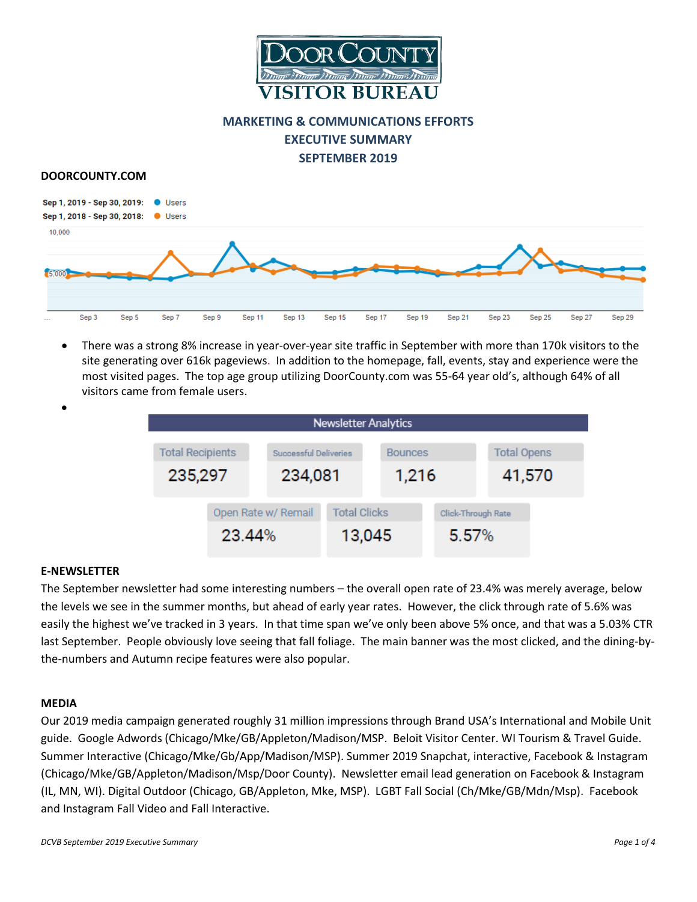# DOOR COUNTY VISITOR BUREAU

## MARKETING & COMMUNICATIONS EFFORTS
## EXECUTIVE SUMMARY
## SEPTEMBER 2019

### DOORCOUNTY.COM

Sep 1, 2019 - Sep 30, 2019: Users
Sep 1, 2018 - Sep 30, 2018: Users

10,000
5,000

... Sep 3 Sep 5 Sep 7 Sep 9 Sep 11 Sep 13 Sep 15 Sep 17 Sep 19 Sep 21 Sep 23 Sep 25 Sep 27 Sep 29

- There was a strong 8% increase in year-over-year site traffic in September with more than 170k visitors to the site generating over 616k pageviews. In addition to the homepage, fall, events, stay and experience were the most visited pages. The top age group utilizing DoorCounty.com was 55-64 year old's, although 64% of all visitors came from female users.
-

Newsletter Analytics

Total Recipients
235,297

Successful Deliveries
234,081

Bounces
1,216

Total Opens
41,570

Open Rate w/ Remail
23.44%

Total Clicks
13,045

Click-Through Rate
5.57%

### E-NEWSLETTER

The September newsletter had some interesting numbers – the overall open rate of 23.4% was merely average, below the levels we see in the summer months, but ahead of early year rates. However, the click through rate of 5.6% was easily the highest we've tracked in 3 years. In that time span we've only been above 5% once, and that was a 5.03% CTR last September. People obviously love seeing that fall foliage. The main banner was the most clicked, and the dining-by-the-numbers and Autumn recipe features were also popular.

### MEDIA

Our 2019 media campaign generated roughly 31 million impressions through Brand USA's International and Mobile Unit guide. Google Adwords (Chicago/Mke/GB/Appleton/Madison/MSP. Beloit Visitor Center. WI Tourism & Travel Guide. Summer Interactive (Chicago/Mke/Gb/App/Madison/MSP). Summer 2019 Snapchat, interactive, Facebook & Instagram (Chicago/Mke/GB/Appleton/Madison/Msp/Door County). Newsletter email lead generation on Facebook & Instagram (IL, MN, WI). Digital Outdoor (Chicago, GB/Appleton, Mke, MSP). LGBT Fall Social (Ch/Mke/GB/Mdn/Msp). Facebook and Instagram Fall Video and Fall Interactive.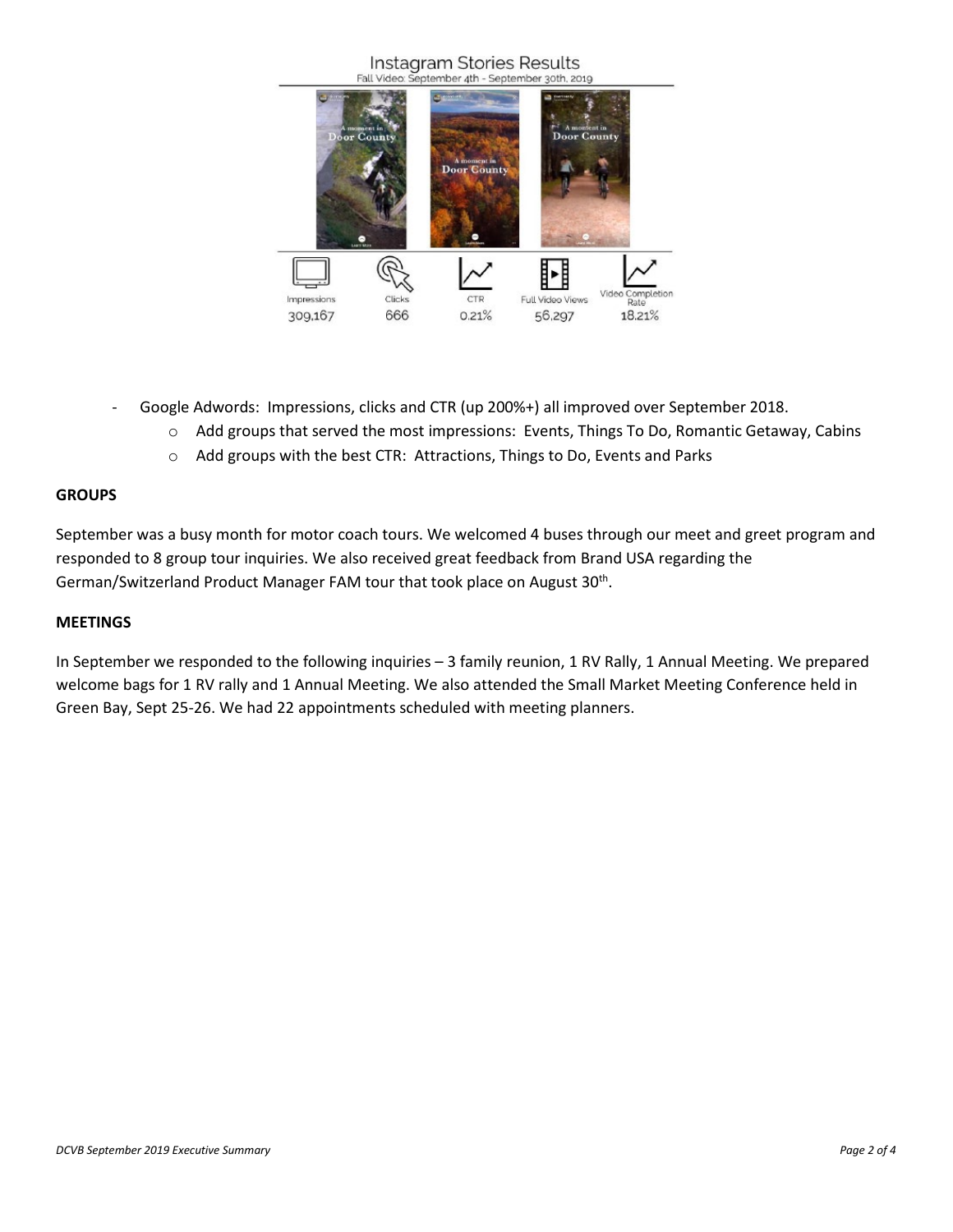Instagram Stories Results

Fall Video: September 4th - September 30th, 2019

Impressions
309,167

Clicks
666

CTR
0.21%

Full Video Views
56,297

Video Completion Rate
18.21%

- Google Adwords: Impressions, clicks and CTR (up 200%+) all improved over September 2018.
  - Add groups that served the most impressions: Events, Things To Do, Romantic Getaway, Cabins
  - Add groups with the best CTR: Attractions, Things to Do, Events and Parks

**GROUPS**

September was a busy month for motor coach tours. We welcomed 4 buses through our meet and greet program and responded to 8 group tour inquiries. We also received great feedback from Brand USA regarding the German/Switzerland Product Manager FAM tour that took place on August 30th.

**MEETINGS**

In September we responded to the following inquiries – 3 family reunion, 1 RV Rally, 1 Annual Meeting. We prepared welcome bags for 1 RV rally and 1 Annual Meeting. We also attended the Small Market Meeting Conference held in Green Bay, Sept 25-26. We had 22 appointments scheduled with meeting planners.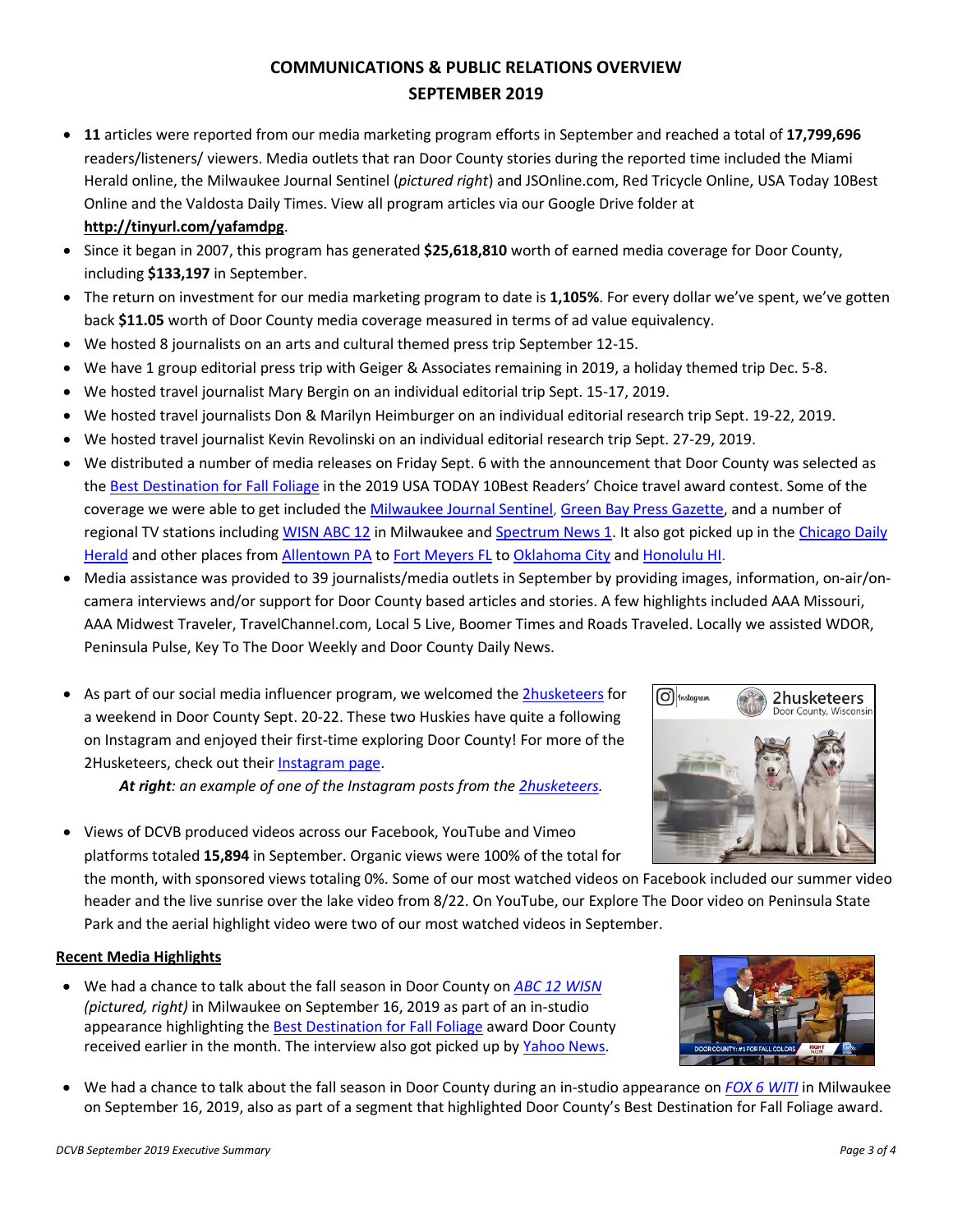## COMMUNICATIONS & PUBLIC RELATIONS OVERVIEW
## SEPTEMBER 2019

- **11** articles were reported from our media marketing program efforts in September and reached a total of **17,799,696** readers/listeners/ viewers. Media outlets that ran Door County stories during the reported time included the Miami Herald online, the Milwaukee Journal Sentinel (*pictured right*) and JSOnline.com, Red Tricycle Online, USA Today 10Best Online and the Valdosta Daily Times. View all program articles via our Google Drive folder at **http://tinyurl.com/yafamdpg**.
- Since it began in 2007, this program has generated **$25,618,810** worth of earned media coverage for Door County, including **$133,197** in September.
- The return on investment for our media marketing program to date is **1,105%**. For every dollar we've spent, we've gotten back **$11.05** worth of Door County media coverage measured in terms of ad value equivalency.
- We hosted 8 journalists on an arts and cultural themed press trip September 12-15.
- We have 1 group editorial press trip with Geiger & Associates remaining in 2019, a holiday themed trip Dec. 5-8.
- We hosted travel journalist Mary Bergin on an individual editorial trip Sept. 15-17, 2019.
- We hosted travel journalists Don & Marilyn Heimburger on an individual editorial research trip Sept. 19-22, 2019.
- We hosted travel journalist Kevin Revolinski on an individual editorial research trip Sept. 27-29, 2019.
- We distributed a number of media releases on Friday Sept. 6 with the announcement that Door County was selected as the Best Destination for Fall Foliage in the 2019 USA TODAY 10Best Readers' Choice travel award contest. Some of the coverage we were able to get included the Milwaukee Journal Sentinel, Green Bay Press Gazette, and a number of regional TV stations including WISN ABC 12 in Milwaukee and Spectrum News 1. It also got picked up in the Chicago Daily Herald and other places from Allentown PA to Fort Meyers FL to Oklahoma City and Honolulu HI.
- Media assistance was provided to 39 journalists/media outlets in September by providing images, information, on-air/on-camera interviews and/or support for Door County based articles and stories. A few highlights included AAA Missouri, AAA Midwest Traveler, TravelChannel.com, Local 5 Live, Boomer Times and Roads Traveled. Locally we assisted WDOR, Peninsula Pulse, Key To The Door Weekly and Door County Daily News.

- As part of our social media influencer program, we welcomed the 2husketeers for a weekend in Door County Sept. 20-22. These two Huskies have quite a following on Instagram and enjoyed their first-time exploring Door County! For more of the 2Husketeers, check out their Instagram page.

  ***At right**: an example of one of the Instagram posts from the 2husketeers.*

- Views of DCVB produced videos across our Facebook, YouTube and Vimeo platforms totaled **15,894** in September. Organic views were 100% of the total for the month, with sponsored views totaling 0%. Some of our most watched videos on Facebook included our summer video header and the live sunrise over the lake video from 8/22. On YouTube, our Explore The Door video on Peninsula State Park and the aerial highlight video were two of our most watched videos in September.

**Recent Media Highlights**

- We had a chance to talk about the fall season in Door County on *ABC 12 WISN (pictured, right)* in Milwaukee on September 16, 2019 as part of an in-studio appearance highlighting the Best Destination for Fall Foliage award Door County received earlier in the month. The interview also got picked up by Yahoo News.
- We had a chance to talk about the fall season in Door County during an in-studio appearance on *FOX 6 WITI* in Milwaukee on September 16, 2019, also as part of a segment that highlighted Door County's Best Destination for Fall Foliage award.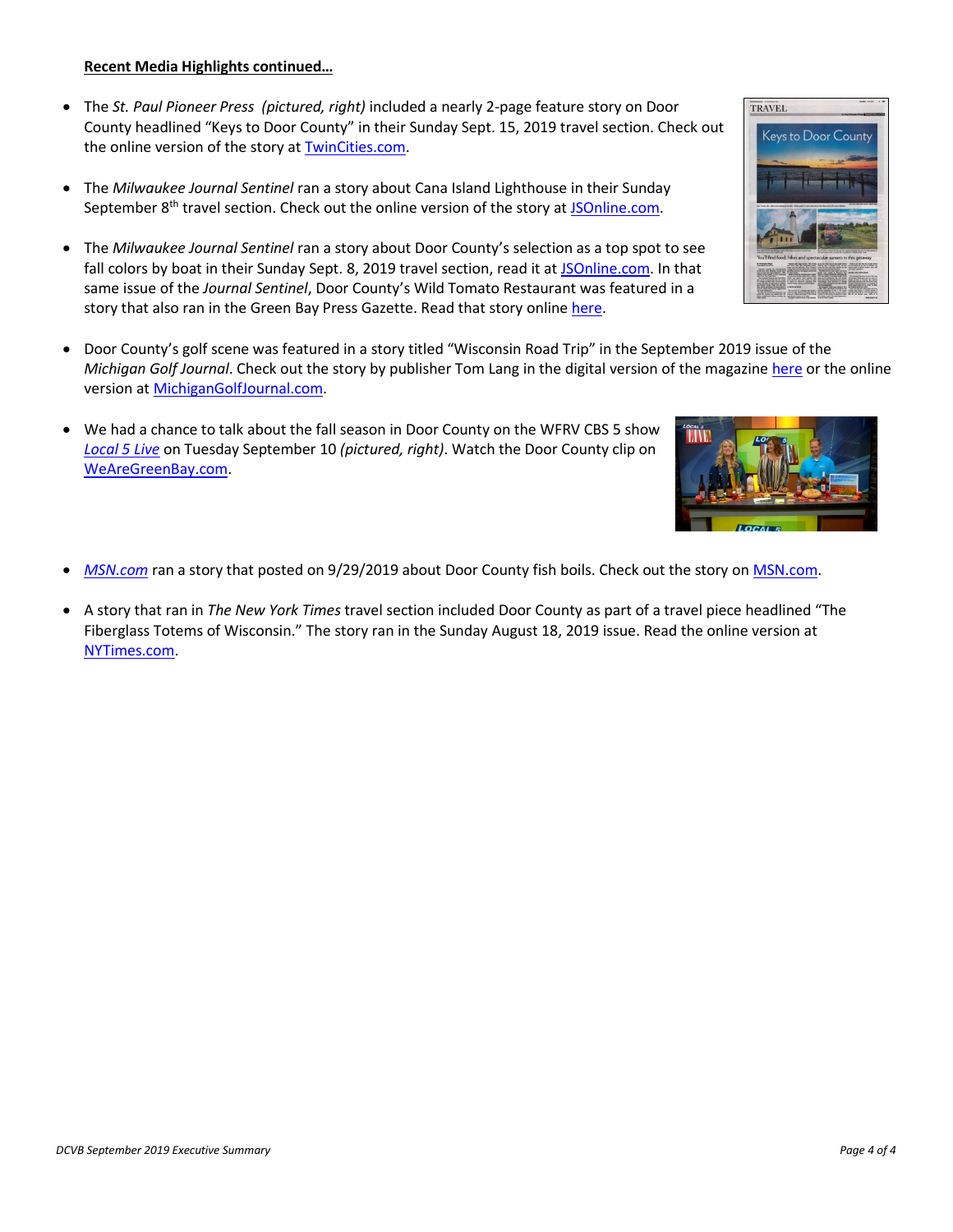**Recent Media Highlights continued…**

- The *St. Paul Pioneer Press (pictured, right)* included a nearly 2-page feature story on Door County headlined "Keys to Door County" in their Sunday Sept. 15, 2019 travel section. Check out the online version of the story at TwinCities.com.

- The *Milwaukee Journal Sentinel* ran a story about Cana Island Lighthouse in their Sunday September 8th travel section. Check out the online version of the story at JSOnline.com.

- The *Milwaukee Journal Sentinel* ran a story about Door County's selection as a top spot to see fall colors by boat in their Sunday Sept. 8, 2019 travel section, read it at JSOnline.com. In that same issue of the *Journal Sentinel*, Door County's Wild Tomato Restaurant was featured in a story that also ran in the Green Bay Press Gazette. Read that story online here.

- Door County's golf scene was featured in a story titled "Wisconsin Road Trip" in the September 2019 issue of the *Michigan Golf Journal*. Check out the story by publisher Tom Lang in the digital version of the magazine here or the online version at MichiganGolfJournal.com.

- We had a chance to talk about the fall season in Door County on the WFRV CBS 5 show *Local 5 Live* on Tuesday September 10 *(pictured, right)*. Watch the Door County clip on WeAreGreenBay.com.

- *MSN.com* ran a story that posted on 9/29/2019 about Door County fish boils. Check out the story on MSN.com.

- A story that ran in *The New York Times* travel section included Door County as part of a travel piece headlined "The Fiberglass Totems of Wisconsin." The story ran in the Sunday August 18, 2019 issue. Read the online version at NYTimes.com.